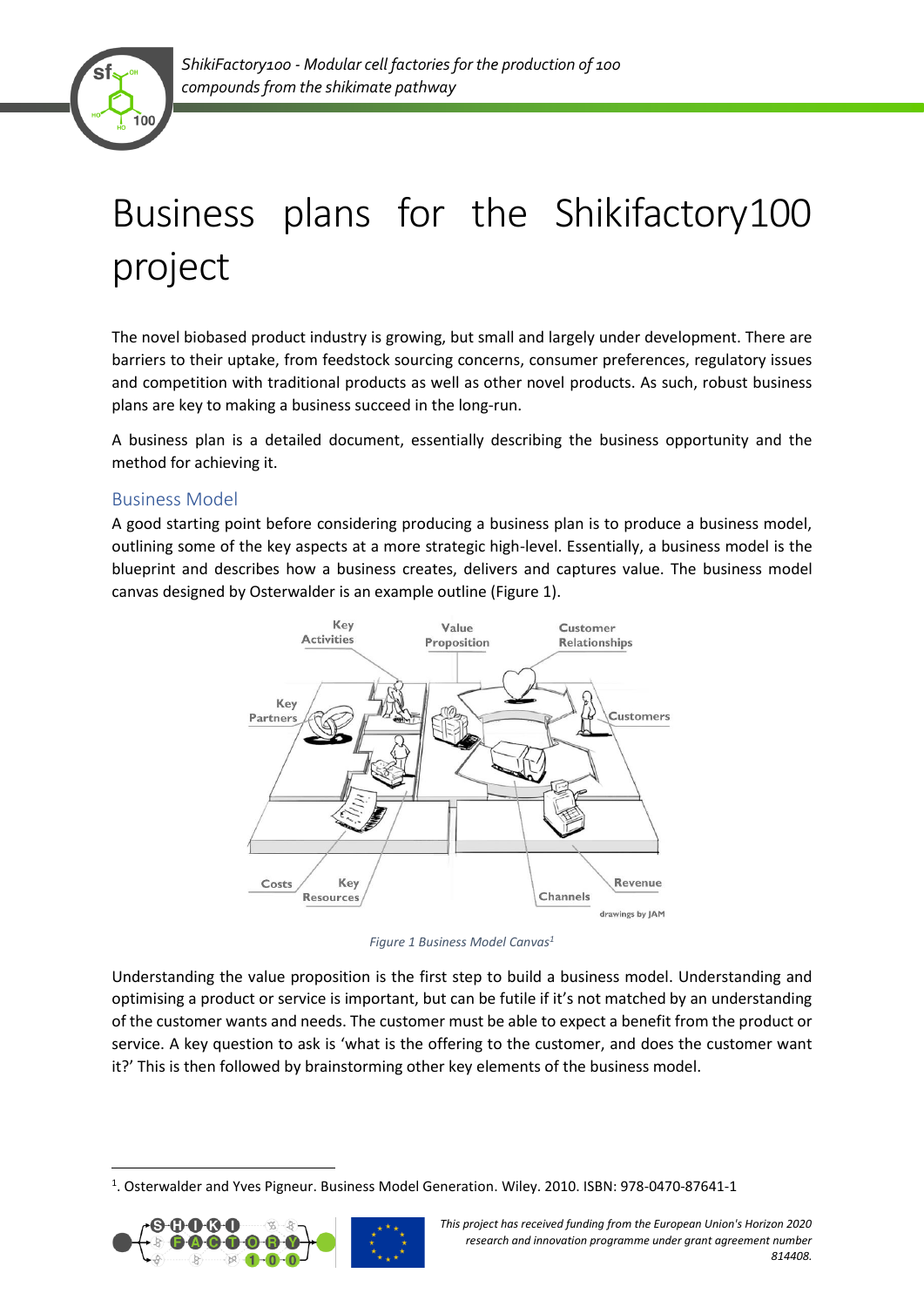# Business plans for the Shikifactory100 project

The novel biobased product industry is growing, but small and largely under development. There are barriers to their uptake, from feedstock sourcing concerns, consumer preferences, regulatory issues and competition with traditional products as well as other novel products. As such, robust business plans are key to making a business succeed in the long-run.

A business plan is a detailed document, essentially describing the business opportunity and the method for achieving it.

## Business Model

A good starting point before considering producing a business plan is to produce a business model, outlining some of the key aspects at a more strategic high-level. Essentially, a business model is the blueprint and describes how a business creates, delivers and captures value. The business model canvas designed by Osterwalder is an example outline (Figure 1).

*Figure 1 Business Model Canvas[1]*

Understanding the value proposition is the first step to build a business model. Understanding and optimising a product or service is important, but can be futile if it's not matched by an understanding of the customer wants and needs. The customer must be able to expect a benefit from the product or service. A key question to ask is 'what is the offering to the customer, and does the customer want it?' This is then followed by brainstorming other key elements of the business model.

[1]. Osterwalder and Yves Pigneur. Business Model Generation. Wiley. 2010. ISBN: 978-0470-87641-1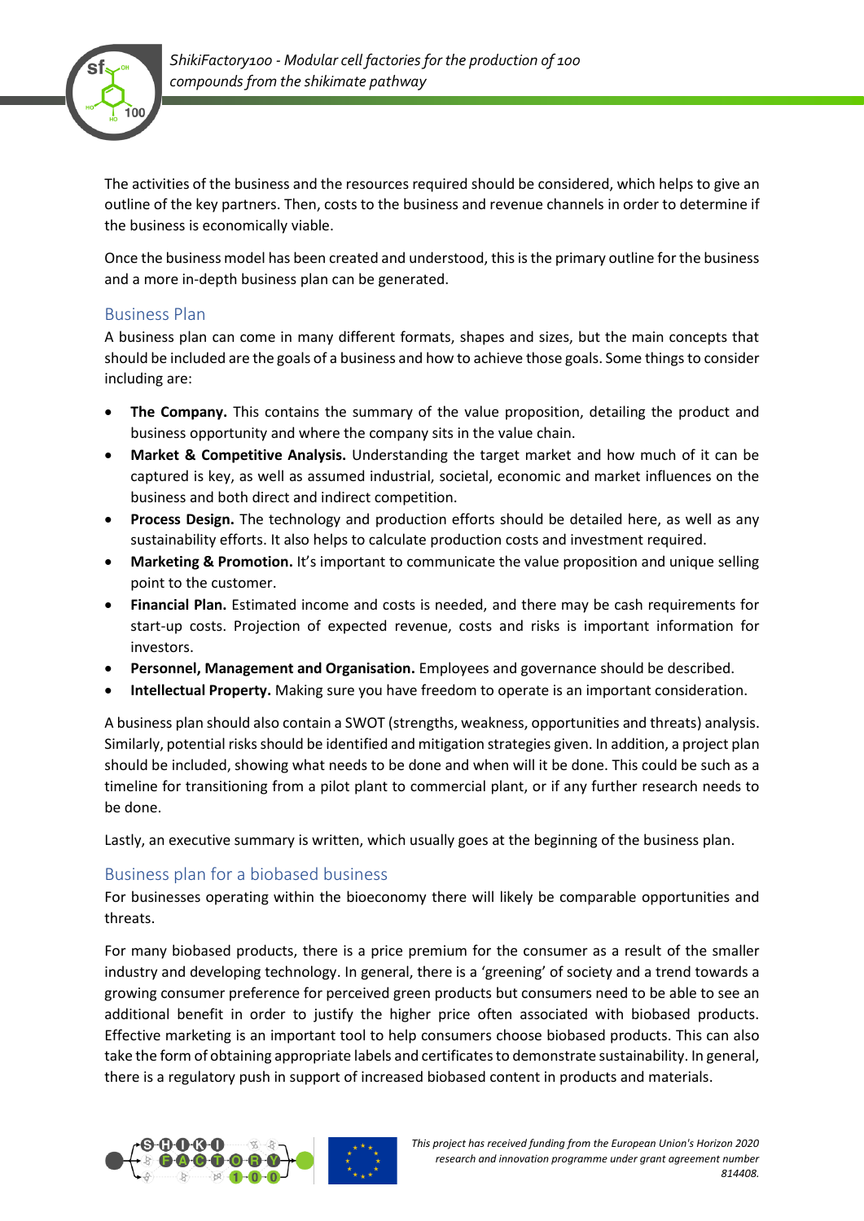The activities of the business and the resources required should be considered, which helps to give an outline of the key partners. Then, costs to the business and revenue channels in order to determine if the business is economically viable.

Once the business model has been created and understood, this is the primary outline for the business and a more in-depth business plan can be generated.

## Business Plan

A business plan can come in many different formats, shapes and sizes, but the main concepts that should be included are the goals of a business and how to achieve those goals. Some things to consider including are:

- **The Company.** This contains the summary of the value proposition, detailing the product and business opportunity and where the company sits in the value chain.
- **Market & Competitive Analysis.** Understanding the target market and how much of it can be captured is key, as well as assumed industrial, societal, economic and market influences on the business and both direct and indirect competition.
- **Process Design.** The technology and production efforts should be detailed here, as well as any sustainability efforts. It also helps to calculate production costs and investment required.
- **Marketing & Promotion.** It's important to communicate the value proposition and unique selling point to the customer.
- **Financial Plan.** Estimated income and costs is needed, and there may be cash requirements for start-up costs. Projection of expected revenue, costs and risks is important information for investors.
- **Personnel, Management and Organisation.** Employees and governance should be described.
- **Intellectual Property.** Making sure you have freedom to operate is an important consideration.

A business plan should also contain a SWOT (strengths, weakness, opportunities and threats) analysis. Similarly, potential risks should be identified and mitigation strategies given. In addition, a project plan should be included, showing what needs to be done and when will it be done. This could be such as a timeline for transitioning from a pilot plant to commercial plant, or if any further research needs to be done.

Lastly, an executive summary is written, which usually goes at the beginning of the business plan.

## Business plan for a biobased business

For businesses operating within the bioeconomy there will likely be comparable opportunities and threats.

For many biobased products, there is a price premium for the consumer as a result of the smaller industry and developing technology. In general, there is a 'greening' of society and a trend towards a growing consumer preference for perceived green products but consumers need to be able to see an additional benefit in order to justify the higher price often associated with biobased products. Effective marketing is an important tool to help consumers choose biobased products. This can also take the form of obtaining appropriate labels and certificates to demonstrate sustainability. In general, there is a regulatory push in support of increased biobased content in products and materials.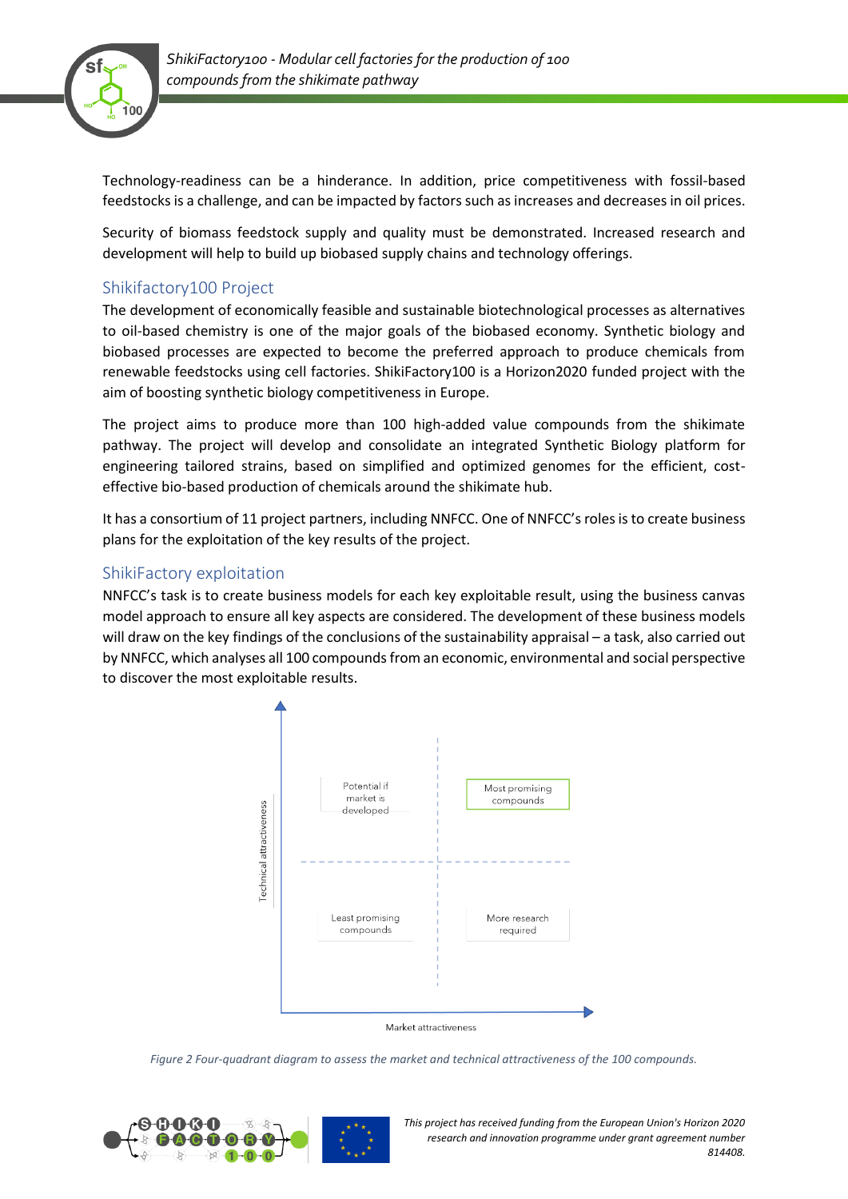Technology-readiness can be a hinderance. In addition, price competitiveness with fossil-based feedstocks is a challenge, and can be impacted by factors such as increases and decreases in oil prices.

Security of biomass feedstock supply and quality must be demonstrated. Increased research and development will help to build up biobased supply chains and technology offerings.

## Shikifactory100 Project

The development of economically feasible and sustainable biotechnological processes as alternatives to oil-based chemistry is one of the major goals of the biobased economy. Synthetic biology and biobased processes are expected to become the preferred approach to produce chemicals from renewable feedstocks using cell factories. ShikiFactory100 is a Horizon2020 funded project with the aim of boosting synthetic biology competitiveness in Europe.

The project aims to produce more than 100 high-added value compounds from the shikimate pathway. The project will develop and consolidate an integrated Synthetic Biology platform for engineering tailored strains, based on simplified and optimized genomes for the efficient, cost-effective bio-based production of chemicals around the shikimate hub.

It has a consortium of 11 project partners, including NNFCC. One of NNFCC's roles is to create business plans for the exploitation of the key results of the project.

## ShikiFactory exploitation

NNFCC's task is to create business models for each key exploitable result, using the business canvas model approach to ensure all key aspects are considered. The development of these business models will draw on the key findings of the conclusions of the sustainability appraisal – a task, also carried out by NNFCC, which analyses all 100 compounds from an economic, environmental and social perspective to discover the most exploitable results.

| | Low market attractiveness | High market attractiveness |
|---|---|---|
| High technical attractiveness | Potential if market is developed | Most promising compounds |
| Low technical attractiveness | Least promising compounds | More research required |

*Figure 2 Four-quadrant diagram to assess the market and technical attractiveness of the 100 compounds.*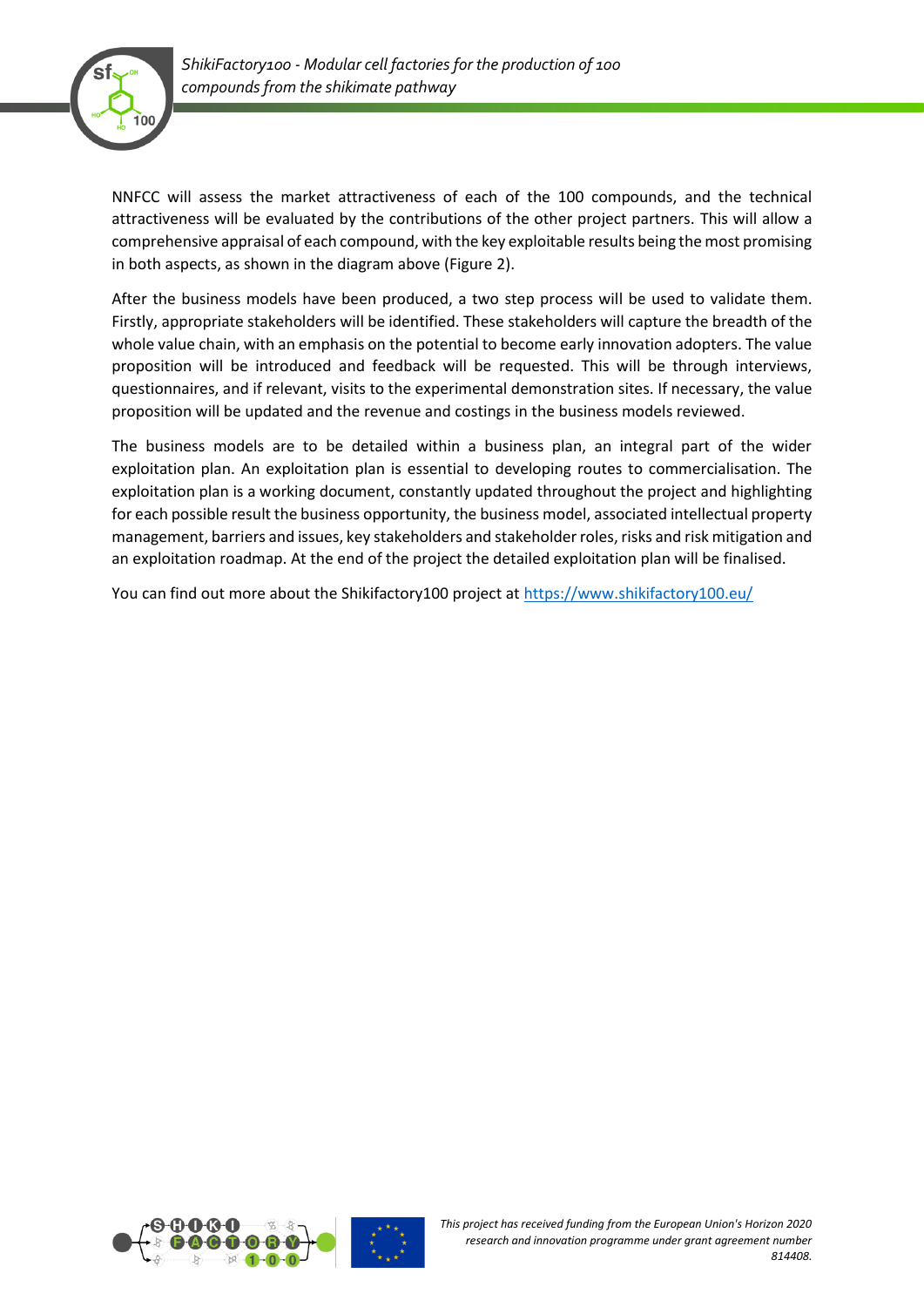NNFCC will assess the market attractiveness of each of the 100 compounds, and the technical attractiveness will be evaluated by the contributions of the other project partners. This will allow a comprehensive appraisal of each compound, with the key exploitable results being the most promising in both aspects, as shown in the diagram above (Figure 2).

After the business models have been produced, a two step process will be used to validate them. Firstly, appropriate stakeholders will be identified. These stakeholders will capture the breadth of the whole value chain, with an emphasis on the potential to become early innovation adopters. The value proposition will be introduced and feedback will be requested. This will be through interviews, questionnaires, and if relevant, visits to the experimental demonstration sites. If necessary, the value proposition will be updated and the revenue and costings in the business models reviewed.

The business models are to be detailed within a business plan, an integral part of the wider exploitation plan. An exploitation plan is essential to developing routes to commercialisation. The exploitation plan is a working document, constantly updated throughout the project and highlighting for each possible result the business opportunity, the business model, associated intellectual property management, barriers and issues, key stakeholders and stakeholder roles, risks and risk mitigation and an exploitation roadmap. At the end of the project the detailed exploitation plan will be finalised.

You can find out more about the Shikifactory100 project at https://www.shikifactory100.eu/